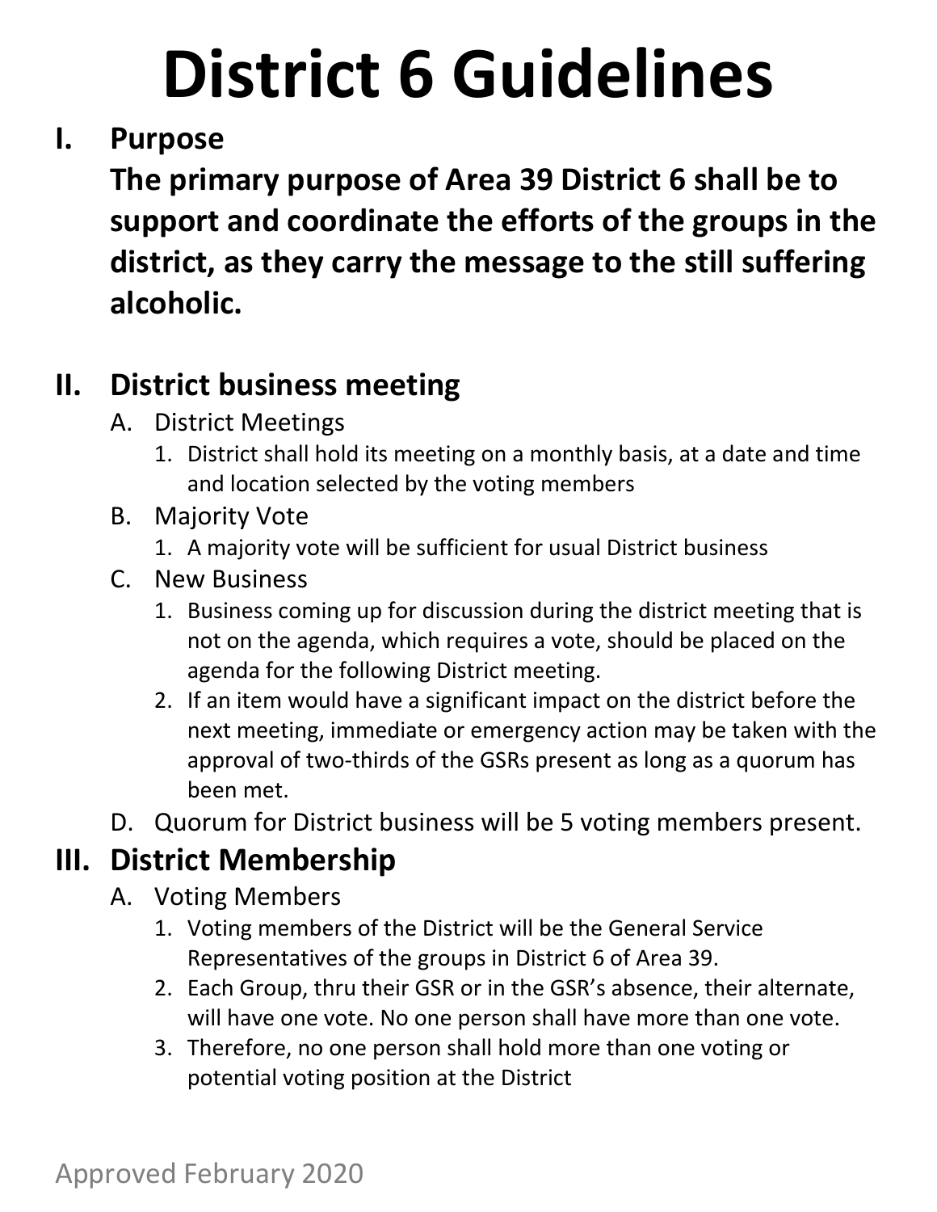# District 6 Guidelines

## I. Purpose

**The primary purpose of Area 39 District 6 shall be to support and coordinate the efforts of the groups in the district, as they carry the message to the still suffering alcoholic.**

## II. District business meeting

A. District Meetings

1. District shall hold its meeting on a monthly basis, at a date and time and location selected by the voting members

B. Majority Vote

1. A majority vote will be sufficient for usual District business

C. New Business

1. Business coming up for discussion during the district meeting that is not on the agenda, which requires a vote, should be placed on the agenda for the following District meeting.
2. If an item would have a significant impact on the district before the next meeting, immediate or emergency action may be taken with the approval of two-thirds of the GSRs present as long as a quorum has been met.

D. Quorum for District business will be 5 voting members present.

## III. District Membership

A. Voting Members

1. Voting members of the District will be the General Service Representatives of the groups in District 6 of Area 39.
2. Each Group, thru their GSR or in the GSR's absence, their alternate, will have one vote. No one person shall have more than one vote.
3. Therefore, no one person shall hold more than one voting or potential voting position at the District

Approved February 2020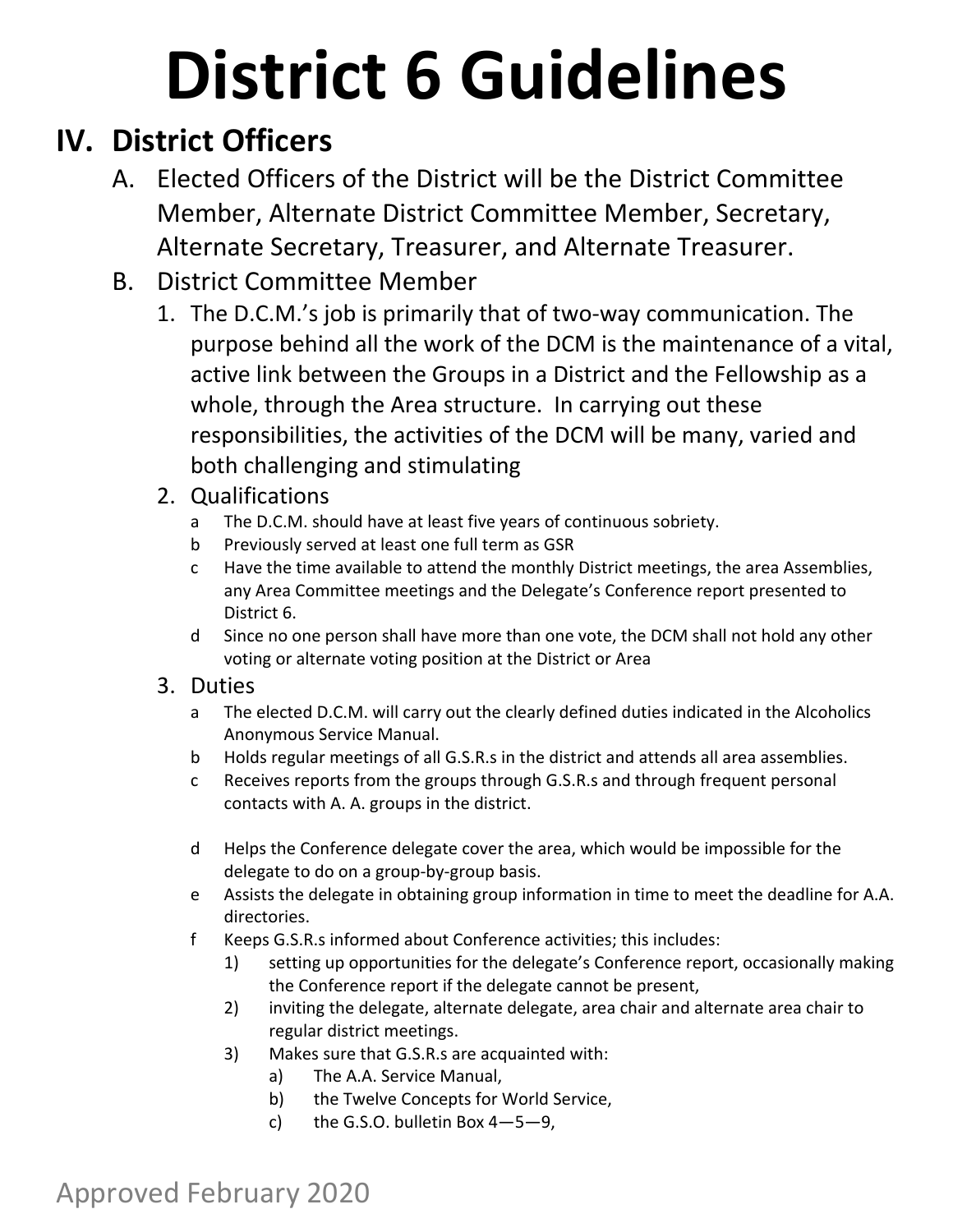# District 6 Guidelines

## IV. District Officers

A. Elected Officers of the District will be the District Committee Member, Alternate District Committee Member, Secretary, Alternate Secretary, Treasurer, and Alternate Treasurer.

B. District Committee Member

1. The D.C.M.'s job is primarily that of two-way communication. The purpose behind all the work of the DCM is the maintenance of a vital, active link between the Groups in a District and the Fellowship as a whole, through the Area structure. In carrying out these responsibilities, the activities of the DCM will be many, varied and both challenging and stimulating

2. Qualifications
   - a The D.C.M. should have at least five years of continuous sobriety.
   - b Previously served at least one full term as GSR
   - c Have the time available to attend the monthly District meetings, the area Assemblies, any Area Committee meetings and the Delegate's Conference report presented to District 6.
   - d Since no one person shall have more than one vote, the DCM shall not hold any other voting or alternate voting position at the District or Area

3. Duties
   - a The elected D.C.M. will carry out the clearly defined duties indicated in the Alcoholics Anonymous Service Manual.
   - b Holds regular meetings of all G.S.R.s in the district and attends all area assemblies.
   - c Receives reports from the groups through G.S.R.s and through frequent personal contacts with A. A. groups in the district.
   - d Helps the Conference delegate cover the area, which would be impossible for the delegate to do on a group-by-group basis.
   - e Assists the delegate in obtaining group information in time to meet the deadline for A.A. directories.
   - f Keeps G.S.R.s informed about Conference activities; this includes:
     1) setting up opportunities for the delegate's Conference report, occasionally making the Conference report if the delegate cannot be present,
     2) inviting the delegate, alternate delegate, area chair and alternate area chair to regular district meetings.
     3) Makes sure that G.S.R.s are acquainted with:
        - a) The A.A. Service Manual,
        - b) the Twelve Concepts for World Service,
        - c) the G.S.O. bulletin Box 4—5—9,

Approved February 2020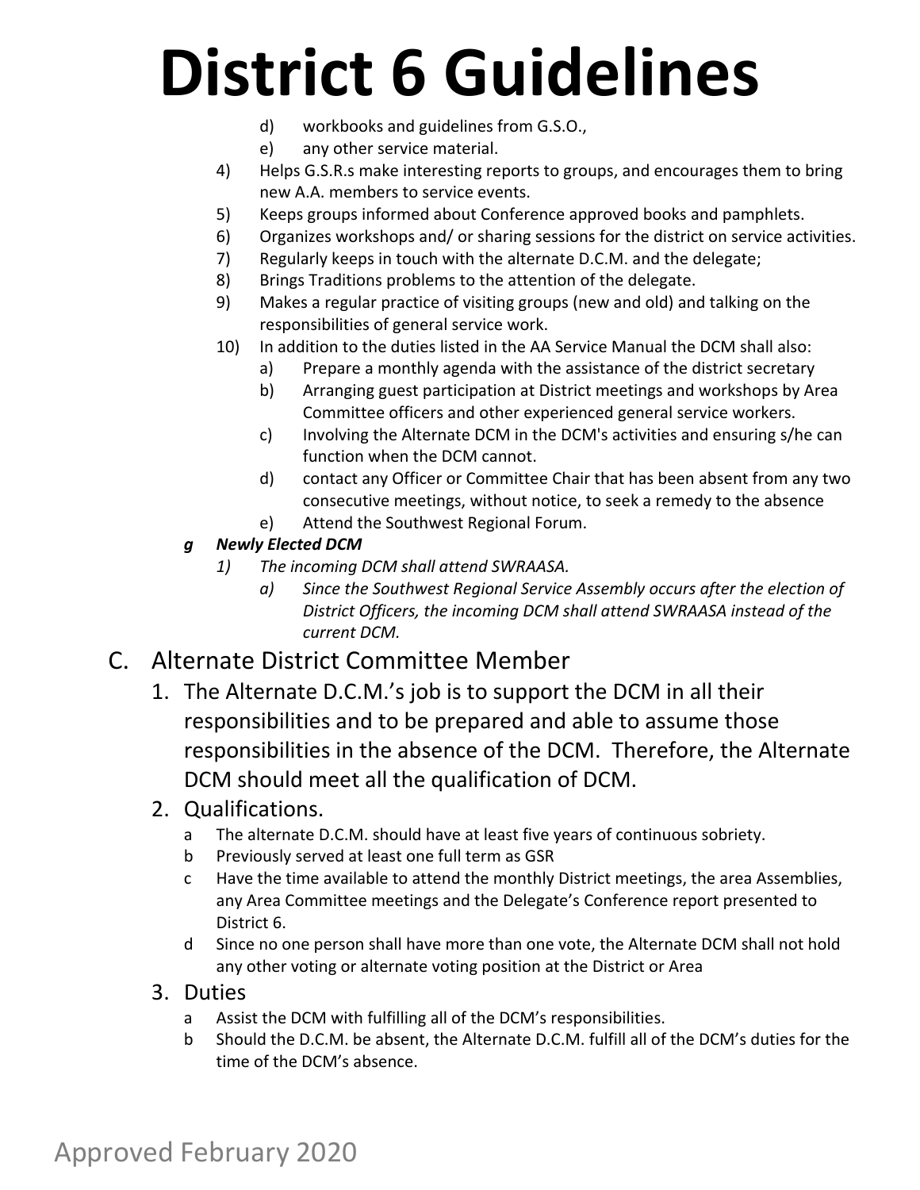d) workbooks and guidelines from G.S.O.,

e) any other service material.

4) Helps G.S.R.s make interesting reports to groups, and encourages them to bring new A.A. members to service events.

5) Keeps groups informed about Conference approved books and pamphlets.

6) Organizes workshops and/ or sharing sessions for the district on service activities.

7) Regularly keeps in touch with the alternate D.C.M. and the delegate;

8) Brings Traditions problems to the attention of the delegate.

9) Makes a regular practice of visiting groups (new and old) and talking on the responsibilities of general service work.

10) In addition to the duties listed in the AA Service Manual the DCM shall also:

   a) Prepare a monthly agenda with the assistance of the district secretary

   b) Arranging guest participation at District meetings and workshops by Area Committee officers and other experienced general service workers.

   c) Involving the Alternate DCM in the DCM's activities and ensuring s/he can function when the DCM cannot.

   d) contact any Officer or Committee Chair that has been absent from any two consecutive meetings, without notice, to seek a remedy to the absence

   e) Attend the Southwest Regional Forum.

***g Newly Elected DCM***

*1) The incoming DCM shall attend SWRAASA.*

   *a) Since the Southwest Regional Service Assembly occurs after the election of District Officers, the incoming DCM shall attend SWRAASA instead of the current DCM.*

## C. Alternate District Committee Member

1. The Alternate D.C.M.'s job is to support the DCM in all their responsibilities and to be prepared and able to assume those responsibilities in the absence of the DCM. Therefore, the Alternate DCM should meet all the qualification of DCM.

2. Qualifications.

   a The alternate D.C.M. should have at least five years of continuous sobriety.

   b Previously served at least one full term as GSR

   c Have the time available to attend the monthly District meetings, the area Assemblies, any Area Committee meetings and the Delegate's Conference report presented to District 6.

   d Since no one person shall have more than one vote, the Alternate DCM shall not hold any other voting or alternate voting position at the District or Area

3. Duties

   a Assist the DCM with fulfilling all of the DCM's responsibilities.

   b Should the D.C.M. be absent, the Alternate D.C.M. fulfill all of the DCM's duties for the time of the DCM's absence.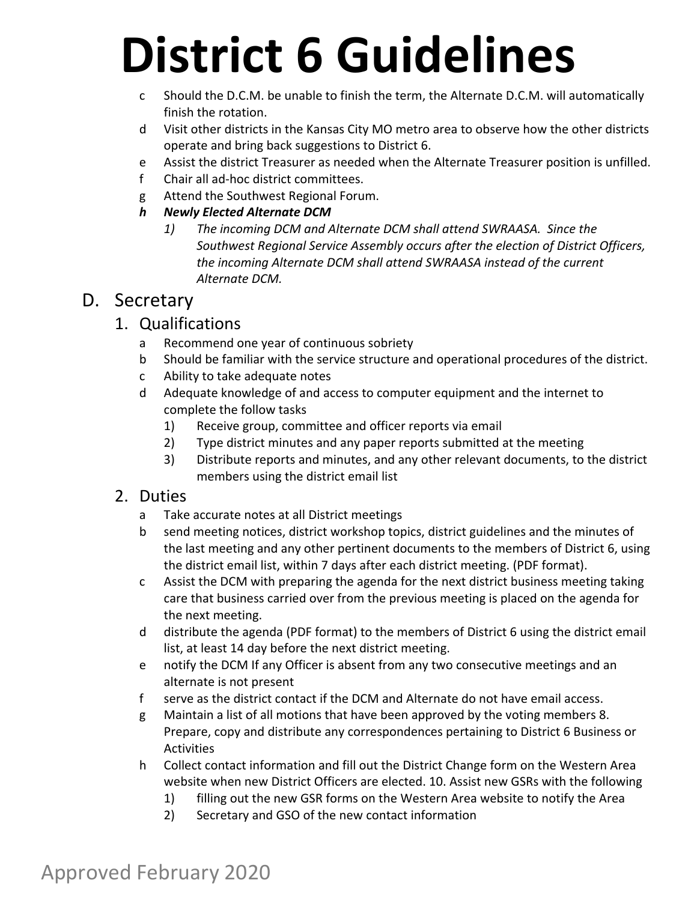# District 6 Guidelines

- c Should the D.C.M. be unable to finish the term, the Alternate D.C.M. will automatically finish the rotation.
- d Visit other districts in the Kansas City MO metro area to observe how the other districts operate and bring back suggestions to District 6.
- e Assist the district Treasurer as needed when the Alternate Treasurer position is unfilled.
- f Chair all ad-hoc district committees.
- g Attend the Southwest Regional Forum.
- ***h Newly Elected Alternate DCM***
  - *1) The incoming DCM and Alternate DCM shall attend SWRAASA. Since the Southwest Regional Service Assembly occurs after the election of District Officers, the incoming Alternate DCM shall attend SWRAASA instead of the current Alternate DCM.*

## D. Secretary

### 1. Qualifications

- a Recommend one year of continuous sobriety
- b Should be familiar with the service structure and operational procedures of the district.
- c Ability to take adequate notes
- d Adequate knowledge of and access to computer equipment and the internet to complete the follow tasks
  - 1) Receive group, committee and officer reports via email
  - 2) Type district minutes and any paper reports submitted at the meeting
  - 3) Distribute reports and minutes, and any other relevant documents, to the district members using the district email list

### 2. Duties

- a Take accurate notes at all District meetings
- b send meeting notices, district workshop topics, district guidelines and the minutes of the last meeting and any other pertinent documents to the members of District 6, using the district email list, within 7 days after each district meeting. (PDF format).
- c Assist the DCM with preparing the agenda for the next district business meeting taking care that business carried over from the previous meeting is placed on the agenda for the next meeting.
- d distribute the agenda (PDF format) to the members of District 6 using the district email list, at least 14 day before the next district meeting.
- e notify the DCM If any Officer is absent from any two consecutive meetings and an alternate is not present
- f serve as the district contact if the DCM and Alternate do not have email access.
- g Maintain a list of all motions that have been approved by the voting members 8. Prepare, copy and distribute any correspondences pertaining to District 6 Business or Activities
- h Collect contact information and fill out the District Change form on the Western Area website when new District Officers are elected. 10. Assist new GSRs with the following
  - 1) filling out the new GSR forms on the Western Area website to notify the Area
  - 2) Secretary and GSO of the new contact information

Approved February 2020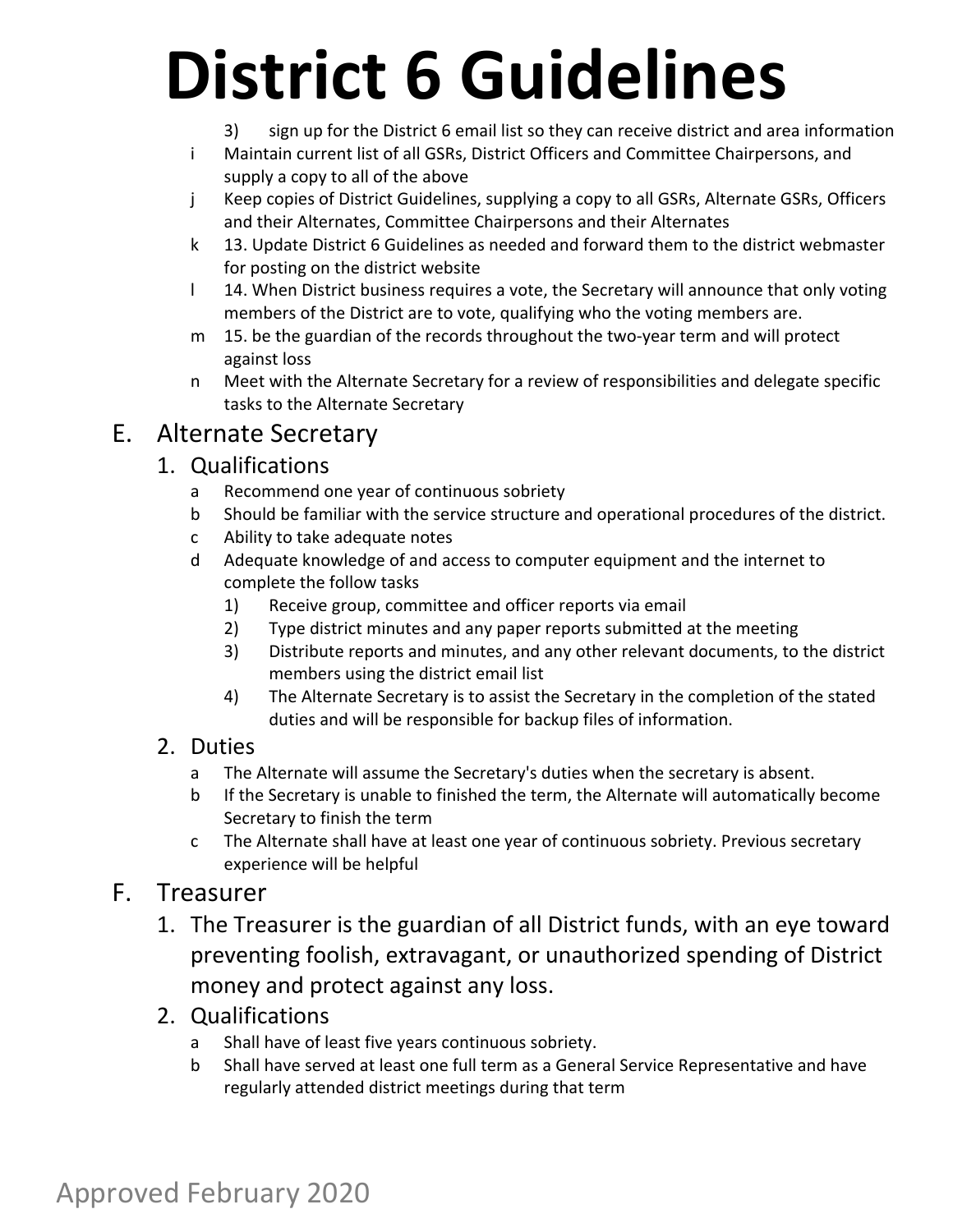3) sign up for the District 6 email list so they can receive district and area information

i Maintain current list of all GSRs, District Officers and Committee Chairpersons, and supply a copy to all of the above

j Keep copies of District Guidelines, supplying a copy to all GSRs, Alternate GSRs, Officers and their Alternates, Committee Chairpersons and their Alternates

k 13. Update District 6 Guidelines as needed and forward them to the district webmaster for posting on the district website

l 14. When District business requires a vote, the Secretary will announce that only voting members of the District are to vote, qualifying who the voting members are.

m 15. be the guardian of the records throughout the two-year term and will protect against loss

n Meet with the Alternate Secretary for a review of responsibilities and delegate specific tasks to the Alternate Secretary

## E. Alternate Secretary

### 1. Qualifications

a Recommend one year of continuous sobriety

b Should be familiar with the service structure and operational procedures of the district.

c Ability to take adequate notes

d Adequate knowledge of and access to computer equipment and the internet to complete the follow tasks

1) Receive group, committee and officer reports via email

2) Type district minutes and any paper reports submitted at the meeting

3) Distribute reports and minutes, and any other relevant documents, to the district members using the district email list

4) The Alternate Secretary is to assist the Secretary in the completion of the stated duties and will be responsible for backup files of information.

### 2. Duties

a The Alternate will assume the Secretary's duties when the secretary is absent.

b If the Secretary is unable to finished the term, the Alternate will automatically become Secretary to finish the term

c The Alternate shall have at least one year of continuous sobriety. Previous secretary experience will be helpful

## F. Treasurer

### 1. The Treasurer is the guardian of all District funds, with an eye toward preventing foolish, extravagant, or unauthorized spending of District money and protect against any loss.

### 2. Qualifications

a Shall have of least five years continuous sobriety.

b Shall have served at least one full term as a General Service Representative and have regularly attended district meetings during that term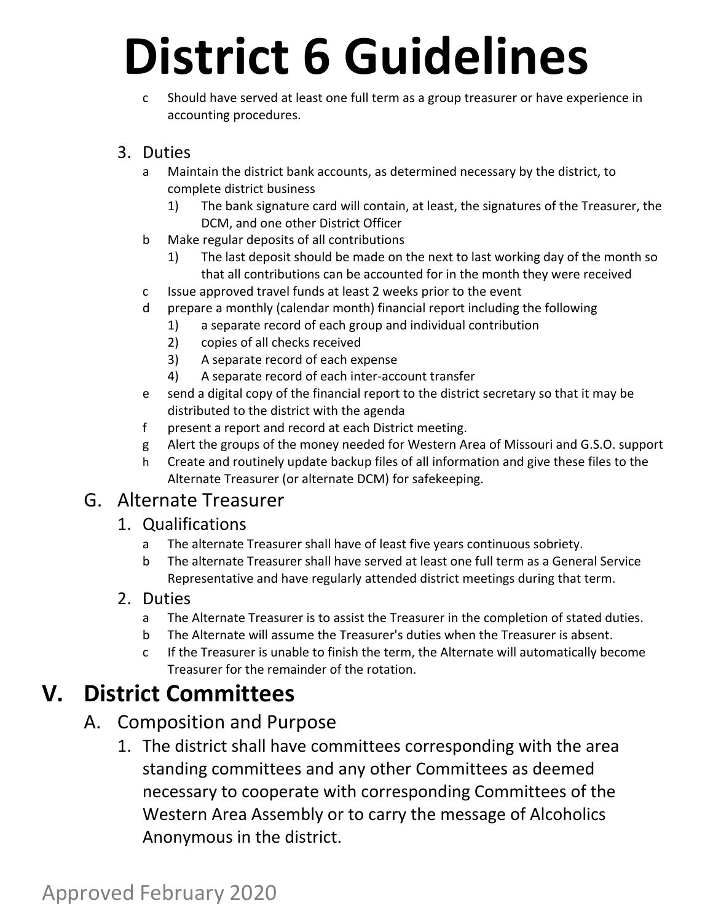c. Should have served at least one full term as a group treasurer or have experience in accounting procedures.

3. Duties
   a. Maintain the district bank accounts, as determined necessary by the district, to complete district business
      1) The bank signature card will contain, at least, the signatures of the Treasurer, the DCM, and one other District Officer
   b. Make regular deposits of all contributions
      1) The last deposit should be made on the next to last working day of the month so that all contributions can be accounted for in the month they were received
   c. Issue approved travel funds at least 2 weeks prior to the event
   d. prepare a monthly (calendar month) financial report including the following
      1) a separate record of each group and individual contribution
      2) copies of all checks received
      3) A separate record of each expense
      4) A separate record of each inter-account transfer
   e. send a digital copy of the financial report to the district secretary so that it may be distributed to the district with the agenda
   f. present a report and record at each District meeting.
   g. Alert the groups of the money needed for Western Area of Missouri and G.S.O. support
   h. Create and routinely update backup files of all information and give these files to the Alternate Treasurer (or alternate DCM) for safekeeping.

## G. Alternate Treasurer

1. Qualifications
   a. The alternate Treasurer shall have of least five years continuous sobriety.
   b. The alternate Treasurer shall have served at least one full term as a General Service Representative and have regularly attended district meetings during that term.
2. Duties
   a. The Alternate Treasurer is to assist the Treasurer in the completion of stated duties.
   b. The Alternate will assume the Treasurer's duties when the Treasurer is absent.
   c. If the Treasurer is unable to finish the term, the Alternate will automatically become Treasurer for the remainder of the rotation.

# V. District Committees

## A. Composition and Purpose

1. The district shall have committees corresponding with the area standing committees and any other Committees as deemed necessary to cooperate with corresponding Committees of the Western Area Assembly or to carry the message of Alcoholics Anonymous in the district.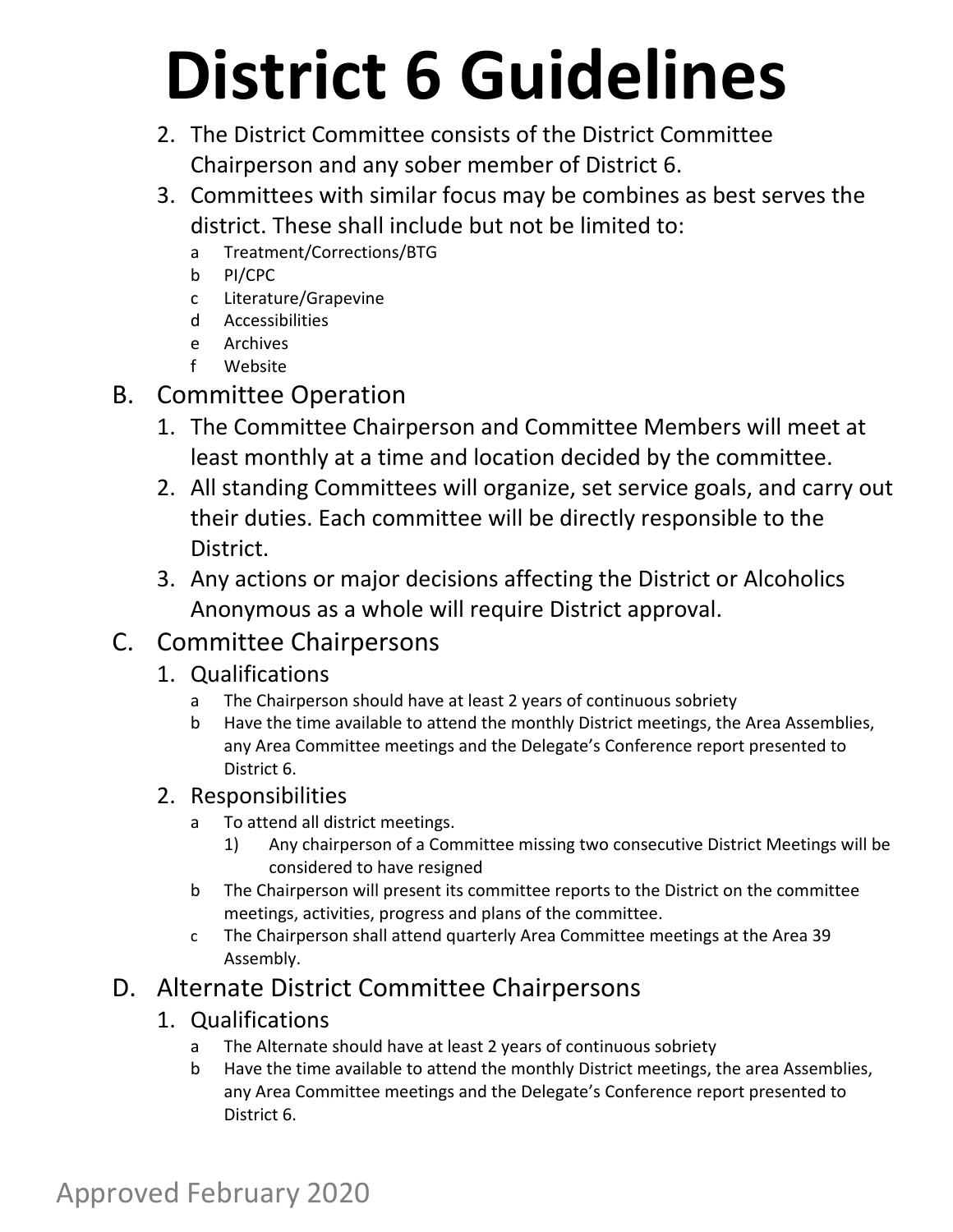# District 6 Guidelines

2. The District Committee consists of the District Committee Chairperson and any sober member of District 6.
3. Committees with similar focus may be combines as best serves the district. These shall include but not be limited to:
   - a Treatment/Corrections/BTG
   - b PI/CPC
   - c Literature/Grapevine
   - d Accessibilities
   - e Archives
   - f Website

## B. Committee Operation

1. The Committee Chairperson and Committee Members will meet at least monthly at a time and location decided by the committee.
2. All standing Committees will organize, set service goals, and carry out their duties. Each committee will be directly responsible to the District.
3. Any actions or major decisions affecting the District or Alcoholics Anonymous as a whole will require District approval.

## C. Committee Chairpersons

1. Qualifications
   - a The Chairperson should have at least 2 years of continuous sobriety
   - b Have the time available to attend the monthly District meetings, the Area Assemblies, any Area Committee meetings and the Delegate's Conference report presented to District 6.
2. Responsibilities
   - a To attend all district meetings.
     - 1) Any chairperson of a Committee missing two consecutive District Meetings will be considered to have resigned
   - b The Chairperson will present its committee reports to the District on the committee meetings, activities, progress and plans of the committee.
   - c The Chairperson shall attend quarterly Area Committee meetings at the Area 39 Assembly.

## D. Alternate District Committee Chairpersons

1. Qualifications
   - a The Alternate should have at least 2 years of continuous sobriety
   - b Have the time available to attend the monthly District meetings, the area Assemblies, any Area Committee meetings and the Delegate's Conference report presented to District 6.

Approved February 2020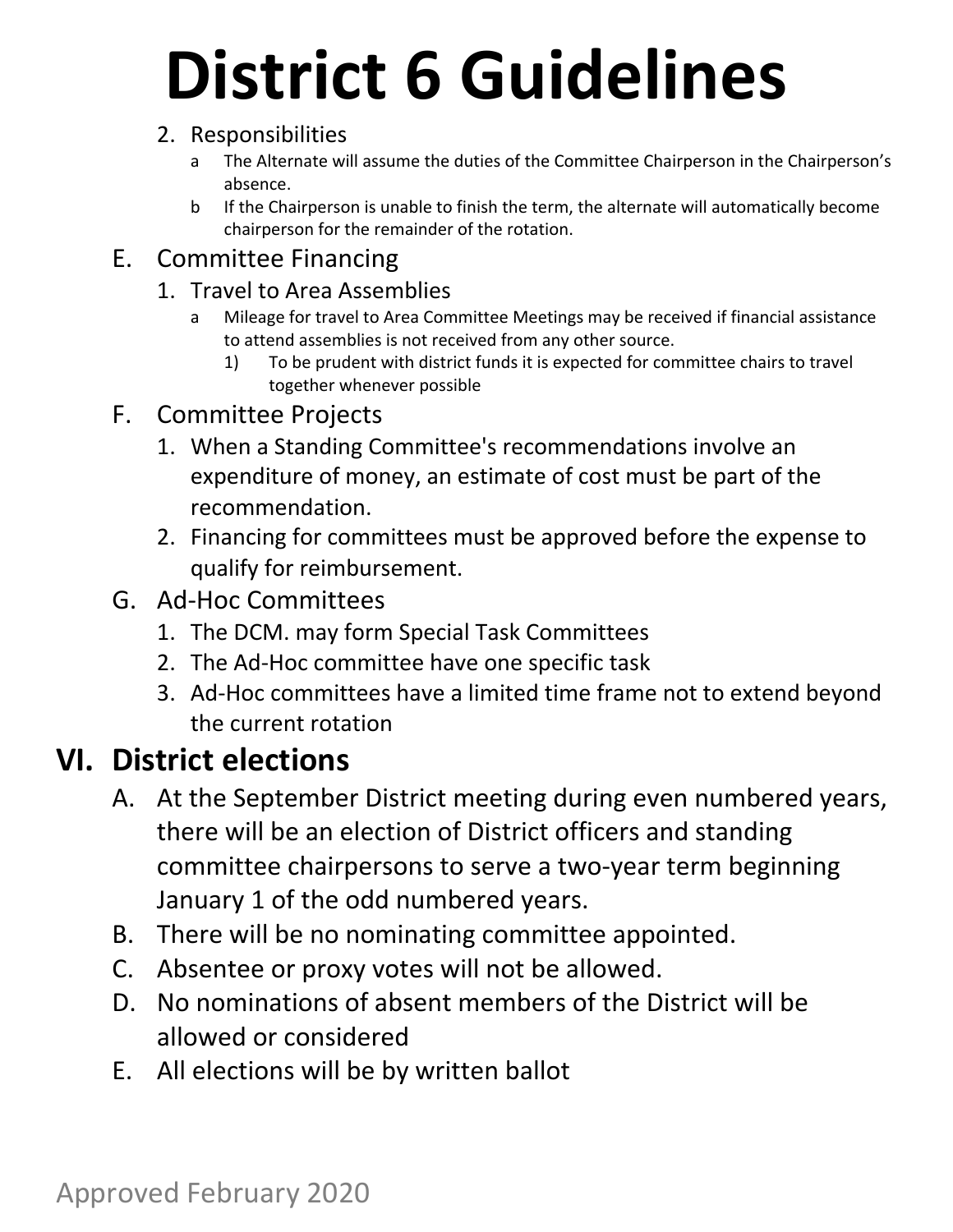2. Responsibilities
   - a The Alternate will assume the duties of the Committee Chairperson in the Chairperson's absence.
   - b If the Chairperson is unable to finish the term, the alternate will automatically become chairperson for the remainder of the rotation.

E. Committee Financing

1. Travel to Area Assemblies
   - a Mileage for travel to Area Committee Meetings may be received if financial assistance to attend assemblies is not received from any other source.
     - 1) To be prudent with district funds it is expected for committee chairs to travel together whenever possible

F. Committee Projects

1. When a Standing Committee's recommendations involve an expenditure of money, an estimate of cost must be part of the recommendation.
2. Financing for committees must be approved before the expense to qualify for reimbursement.

G. Ad-Hoc Committees

1. The DCM. may form Special Task Committees
2. The Ad-Hoc committee have one specific task
3. Ad-Hoc committees have a limited time frame not to extend beyond the current rotation

## VI. District elections

A. At the September District meeting during even numbered years, there will be an election of District officers and standing committee chairpersons to serve a two-year term beginning January 1 of the odd numbered years.

B. There will be no nominating committee appointed.

C. Absentee or proxy votes will not be allowed.

D. No nominations of absent members of the District will be allowed or considered

E. All elections will be by written ballot

Approved February 2020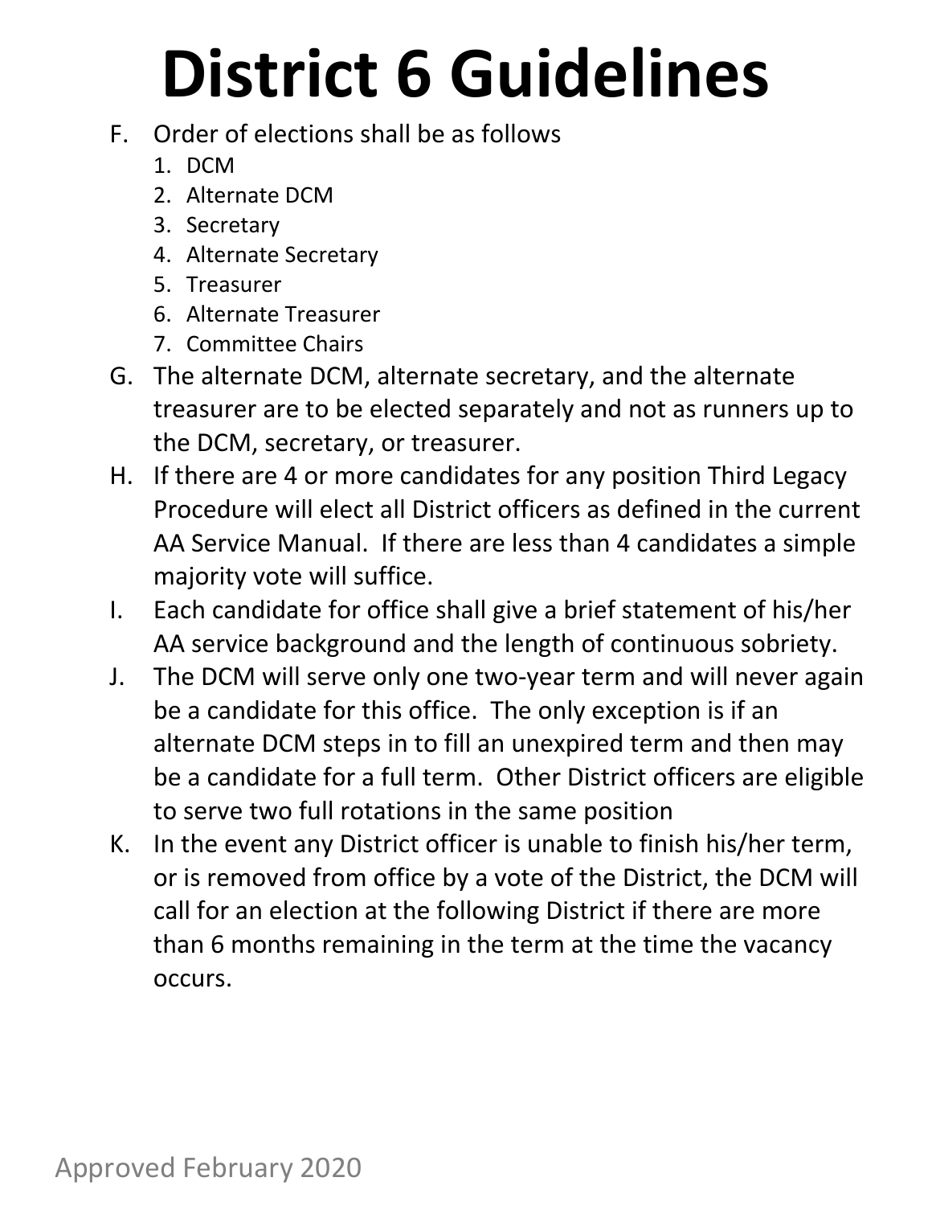# District 6 Guidelines

F. Order of elections shall be as follows
   1. DCM
   2. Alternate DCM
   3. Secretary
   4. Alternate Secretary
   5. Treasurer
   6. Alternate Treasurer
   7. Committee Chairs

G. The alternate DCM, alternate secretary, and the alternate treasurer are to be elected separately and not as runners up to the DCM, secretary, or treasurer.

H. If there are 4 or more candidates for any position Third Legacy Procedure will elect all District officers as defined in the current AA Service Manual. If there are less than 4 candidates a simple majority vote will suffice.

I. Each candidate for office shall give a brief statement of his/her AA service background and the length of continuous sobriety.

J. The DCM will serve only one two-year term and will never again be a candidate for this office. The only exception is if an alternate DCM steps in to fill an unexpired term and then may be a candidate for a full term. Other District officers are eligible to serve two full rotations in the same position

K. In the event any District officer is unable to finish his/her term, or is removed from office by a vote of the District, the DCM will call for an election at the following District if there are more than 6 months remaining in the term at the time the vacancy occurs.

Approved February 2020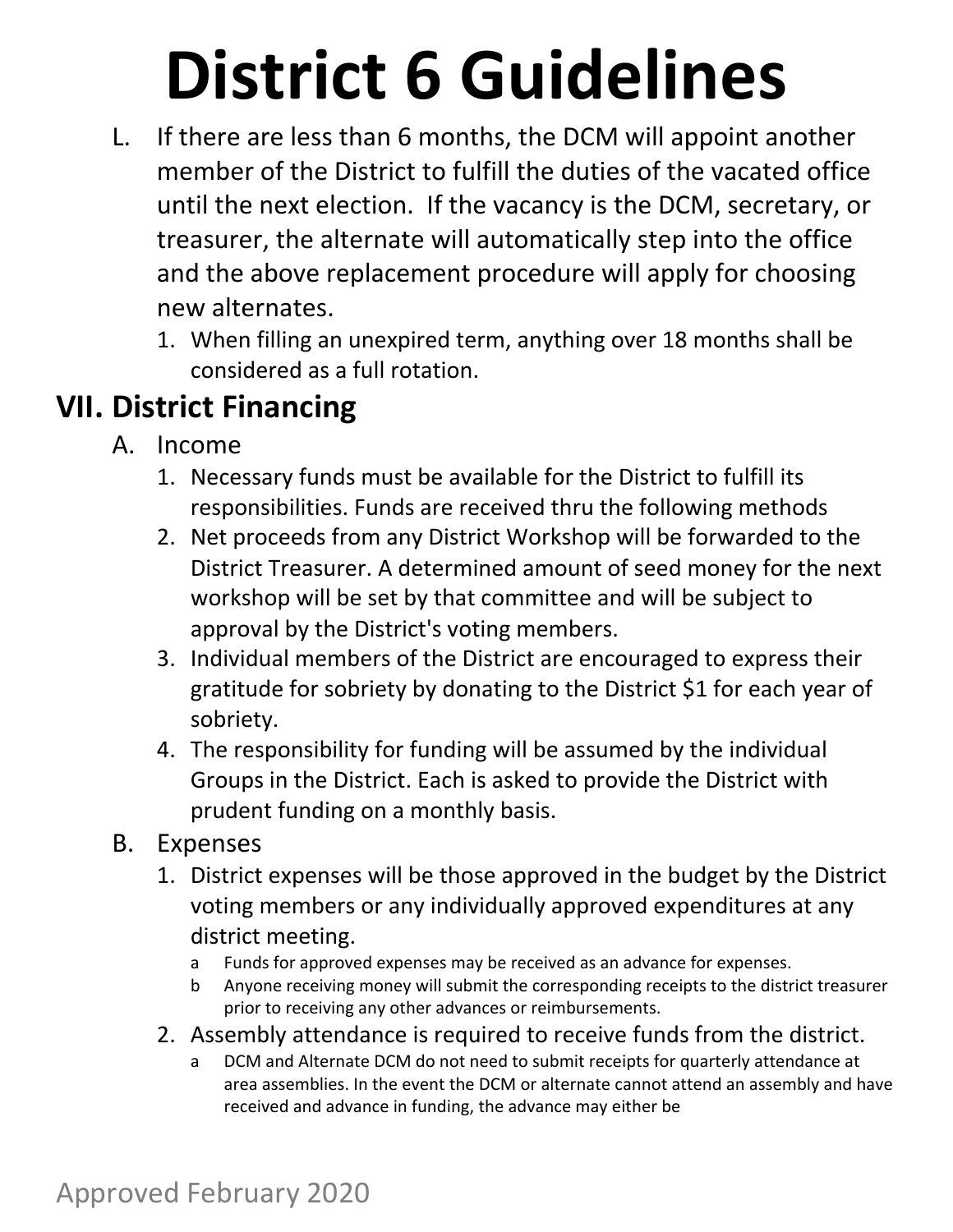# District 6 Guidelines

L. If there are less than 6 months, the DCM will appoint another member of the District to fulfill the duties of the vacated office until the next election. If the vacancy is the DCM, secretary, or treasurer, the alternate will automatically step into the office and the above replacement procedure will apply for choosing new alternates.
   1. When filling an unexpired term, anything over 18 months shall be considered as a full rotation.

## VII. District Financing

A. Income
   1. Necessary funds must be available for the District to fulfill its responsibilities. Funds are received thru the following methods
   2. Net proceeds from any District Workshop will be forwarded to the District Treasurer. A determined amount of seed money for the next workshop will be set by that committee and will be subject to approval by the District's voting members.
   3. Individual members of the District are encouraged to express their gratitude for sobriety by donating to the District $1 for each year of sobriety.
   4. The responsibility for funding will be assumed by the individual Groups in the District. Each is asked to provide the District with prudent funding on a monthly basis.

B. Expenses
   1. District expenses will be those approved in the budget by the District voting members or any individually approved expenditures at any district meeting.
      a Funds for approved expenses may be received as an advance for expenses.
      b Anyone receiving money will submit the corresponding receipts to the district treasurer prior to receiving any other advances or reimbursements.
   2. Assembly attendance is required to receive funds from the district.
      a DCM and Alternate DCM do not need to submit receipts for quarterly attendance at area assemblies. In the event the DCM or alternate cannot attend an assembly and have received and advance in funding, the advance may either be

Approved February 2020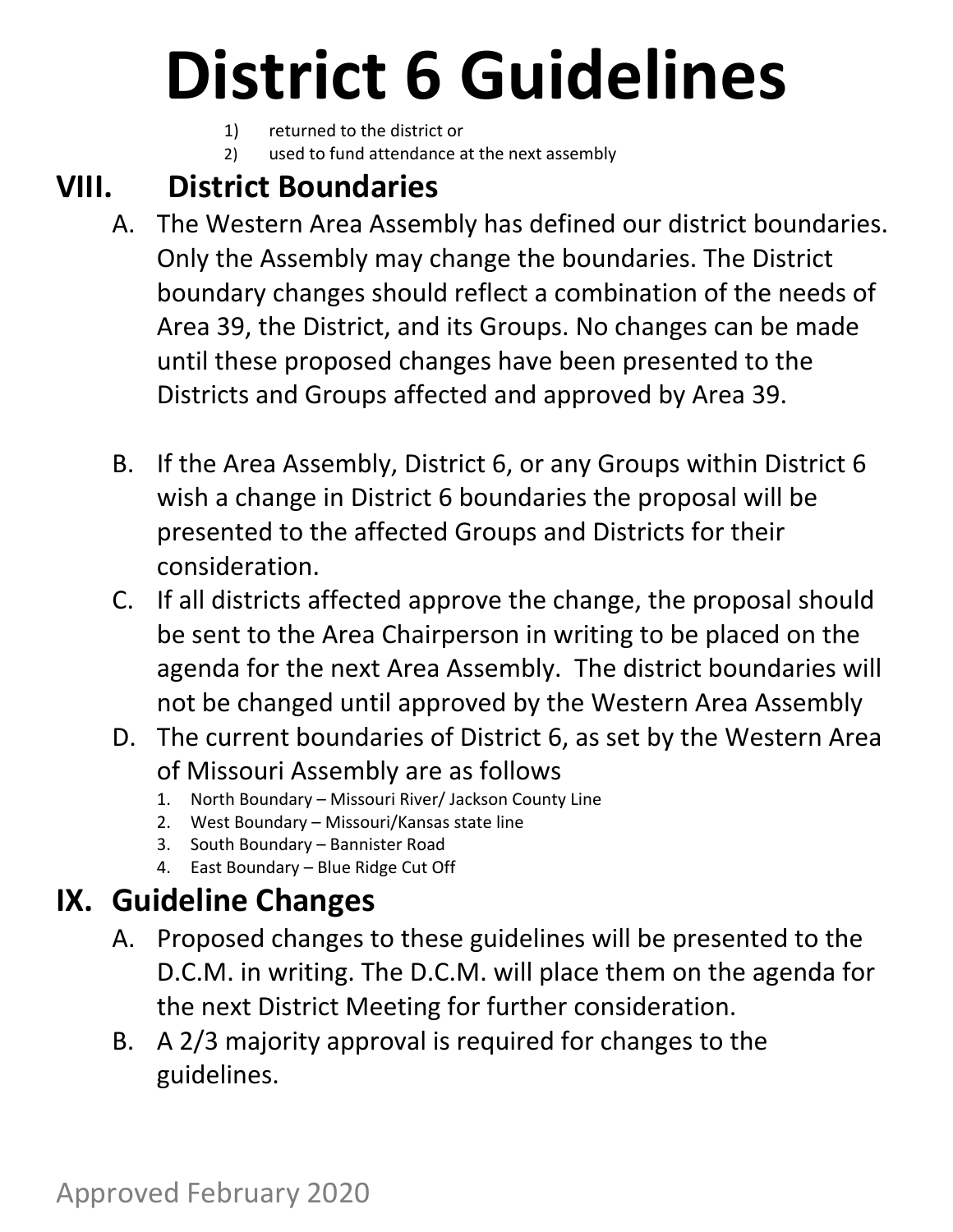1) returned to the district or
2) used to fund attendance at the next assembly

## VIII. District Boundaries

A. The Western Area Assembly has defined our district boundaries. Only the Assembly may change the boundaries. The District boundary changes should reflect a combination of the needs of Area 39, the District, and its Groups. No changes can be made until these proposed changes have been presented to the Districts and Groups affected and approved by Area 39.

B. If the Area Assembly, District 6, or any Groups within District 6 wish a change in District 6 boundaries the proposal will be presented to the affected Groups and Districts for their consideration.

C. If all districts affected approve the change, the proposal should be sent to the Area Chairperson in writing to be placed on the agenda for the next Area Assembly. The district boundaries will not be changed until approved by the Western Area Assembly

D. The current boundaries of District 6, as set by the Western Area of Missouri Assembly are as follows
   1. North Boundary – Missouri River/ Jackson County Line
   2. West Boundary – Missouri/Kansas state line
   3. South Boundary – Bannister Road
   4. East Boundary – Blue Ridge Cut Off

## IX. Guideline Changes

A. Proposed changes to these guidelines will be presented to the D.C.M. in writing. The D.C.M. will place them on the agenda for the next District Meeting for further consideration.

B. A 2/3 majority approval is required for changes to the guidelines.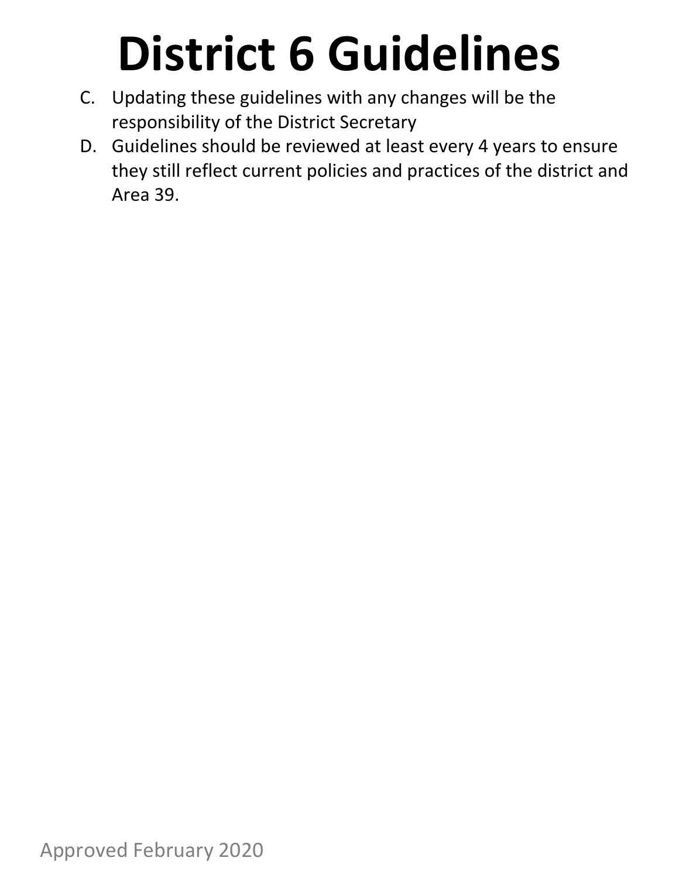C. Updating these guidelines with any changes will be the responsibility of the District Secretary
D. Guidelines should be reviewed at least every 4 years to ensure they still reflect current policies and practices of the district and Area 39.